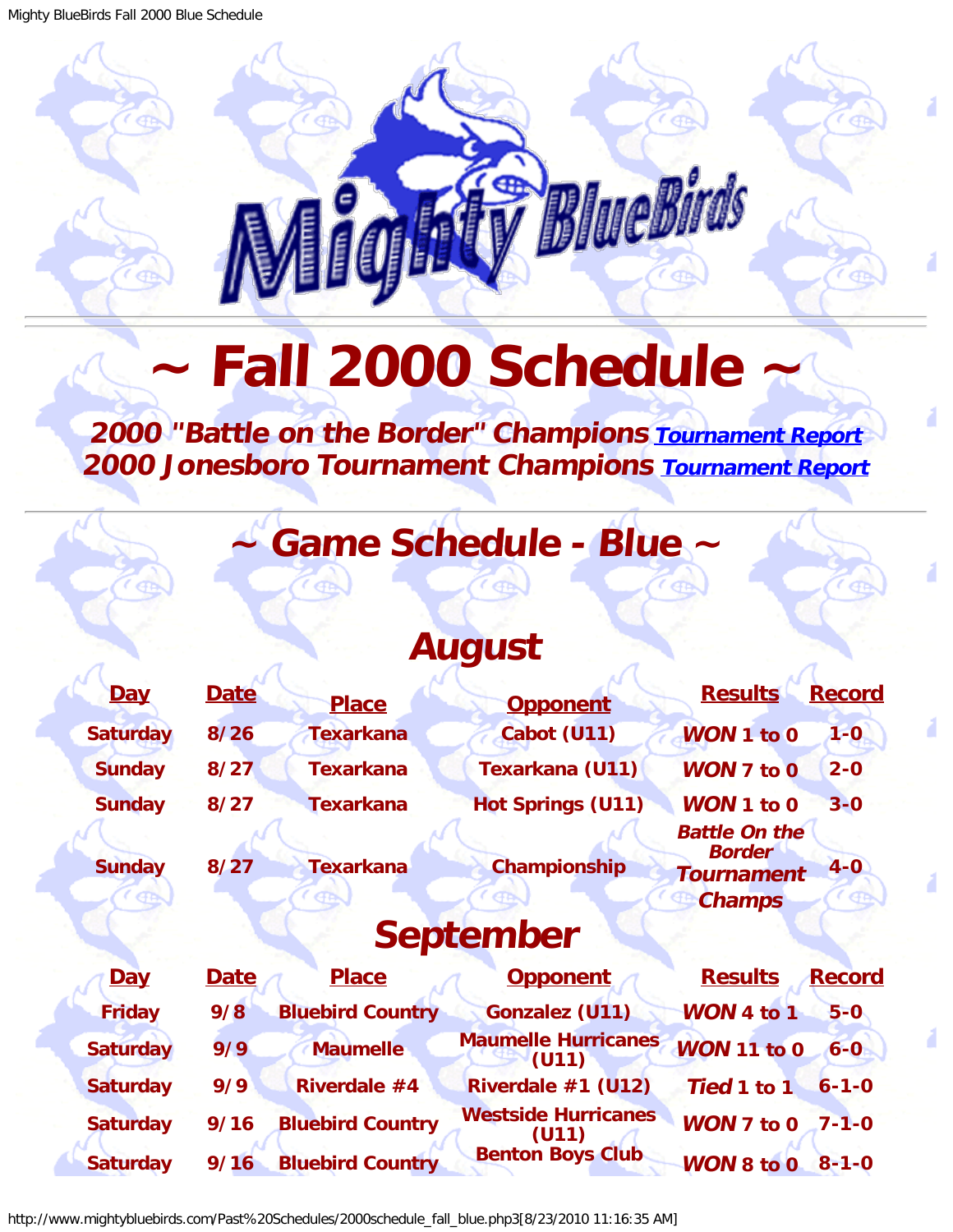# ~ Fall 2000 Schedule ~

***2000 "Battle on the Border" Champions*** [Tournament Report]
***2000 Jonesboro Tournament Champions*** [Tournament Report]

## ~ Game Schedule - Blue ~

### August

| Day | Date | Place | Opponent | Results | Record |
|---|---|---|---|---|---|
| Saturday | 8/26 | Texarkana | Cabot (U11) | *WON* 1 to 0 | 1-0 |
| Sunday | 8/27 | Texarkana | Texarkana (U11) | *WON* 7 to 0 | 2-0 |
| Sunday | 8/27 | Texarkana | Hot Springs (U11) | *WON* 1 to 0 | 3-0 |
| Sunday | 8/27 | Texarkana | Championship | *Battle On the Border Tournament Champs* | 4-0 |

### September

| Day | Date | Place | Opponent | Results | Record |
|---|---|---|---|---|---|
| Friday | 9/8 | Bluebird Country | Gonzalez (U11) | *WON* 4 to 1 | 5-0 |
| Saturday | 9/9 | Maumelle | Maumelle Hurricanes (U11) | *WON* 11 to 0 | 6-0 |
| Saturday | 9/9 | Riverdale #4 | Riverdale #1 (U12) | *Tied* 1 to 1 | 6-1-0 |
| Saturday | 9/16 | Bluebird Country | Westside Hurricanes (U11) | *WON* 7 to 0 | 7-1-0 |
| Saturday | 9/16 | Bluebird Country | Benton Boys Club | *WON* 8 to 0 | 8-1-0 |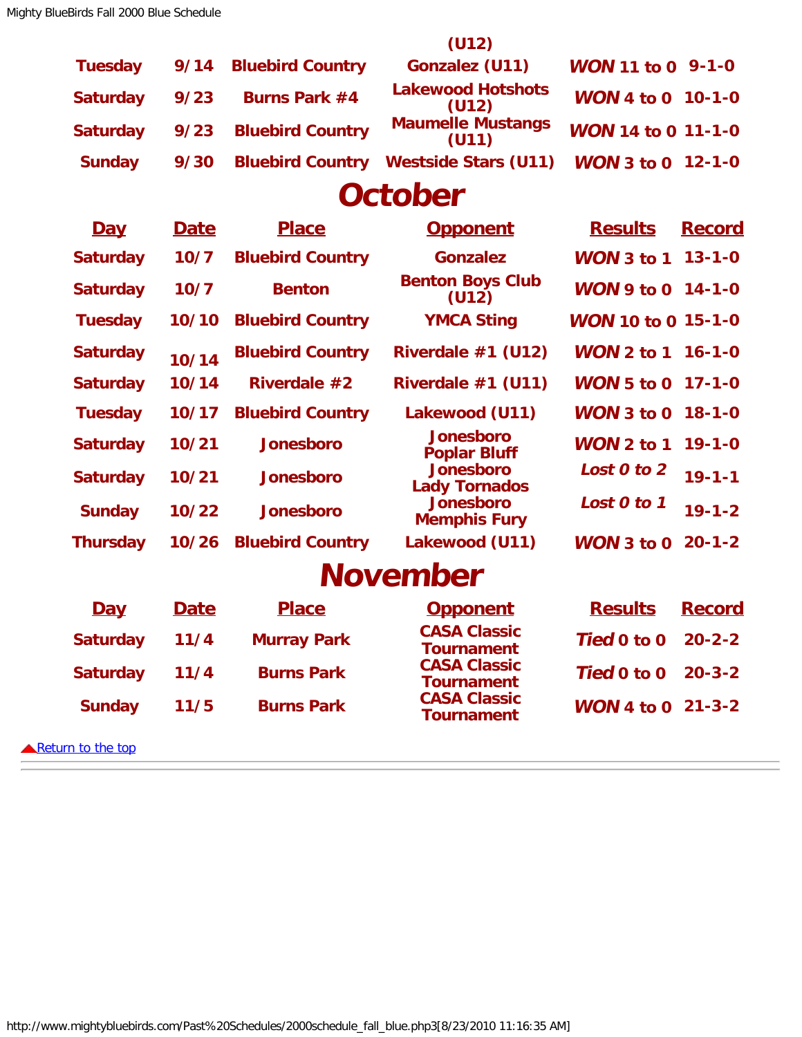| | | | | | |
|---|---|---|---|---|---|
| | | | (U12) | | |
| Tuesday | 9/14 | Bluebird Country | Gonzalez (U11) | *WON* 11 to 0 | 9-1-0 |
| Saturday | 9/23 | Burns Park #4 | Lakewood Hotshots (U12) | *WON* 4 to 0 | 10-1-0 |
| Saturday | 9/23 | Bluebird Country | Maumelle Mustangs (U11) | *WON* 14 to 0 | 11-1-0 |
| Sunday | 9/30 | Bluebird Country | Westside Stars (U11) | *WON* 3 to 0 | 12-1-0 |

# October

| Day | Date | Place | Opponent | Results | Record |
|---|---|---|---|---|---|
| Saturday | 10/7 | Bluebird Country | Gonzalez | *WON* 3 to 1 | 13-1-0 |
| Saturday | 10/7 | Benton | Benton Boys Club (U12) | *WON* 9 to 0 | 14-1-0 |
| Tuesday | 10/10 | Bluebird Country | YMCA Sting | *WON* 10 to 0 | 15-1-0 |
| Saturday | 10/14 | Bluebird Country | Riverdale #1 (U12) | *WON* 2 to 1 | 16-1-0 |
| Saturday | 10/14 | Riverdale #2 | Riverdale #1 (U11) | *WON* 5 to 0 | 17-1-0 |
| Tuesday | 10/17 | Bluebird Country | Lakewood (U11) | *WON* 3 to 0 | 18-1-0 |
| Saturday | 10/21 | Jonesboro | Jonesboro Poplar Bluff | *WON* 2 to 1 | 19-1-0 |
| Saturday | 10/21 | Jonesboro | Jonesboro Lady Tornados | *Lost 0 to 2* | 19-1-1 |
| Sunday | 10/22 | Jonesboro | Jonesboro Memphis Fury | *Lost 0 to 1* | 19-1-2 |
| Thursday | 10/26 | Bluebird Country | Lakewood (U11) | *WON* 3 to 0 | 20-1-2 |

# November

| Day | Date | Place | Opponent | Results | Record |
|---|---|---|---|---|---|
| Saturday | 11/4 | Murray Park | CASA Classic Tournament | *Tied* 0 to 0 | 20-2-2 |
| Saturday | 11/4 | Burns Park | CASA Classic Tournament | *Tied* 0 to 0 | 20-3-2 |
| Sunday | 11/5 | Burns Park | CASA Classic Tournament | *WON* 4 to 0 | 21-3-2 |

Return to the top